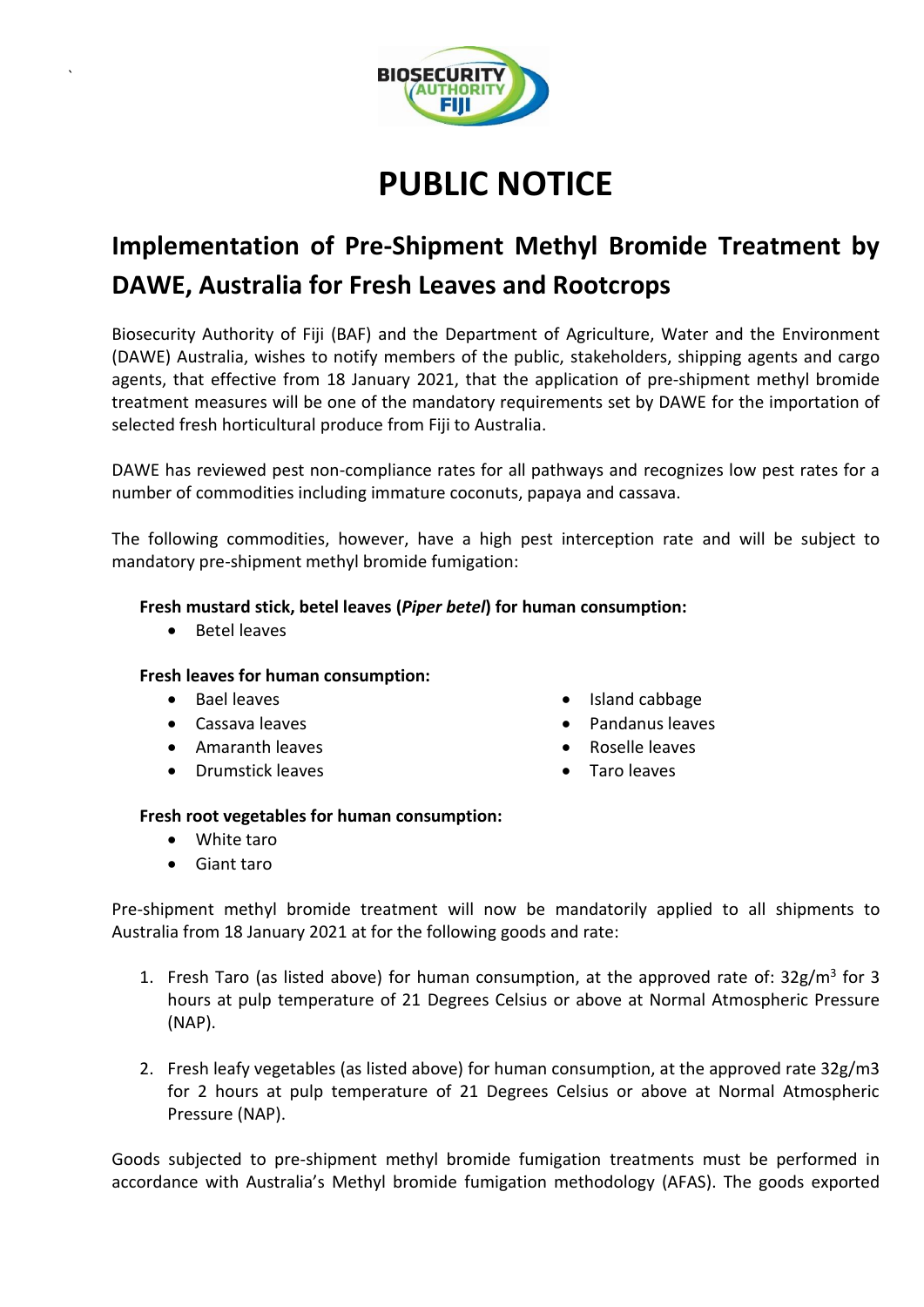# PUBLIC NOTICE

## Implementation of Pre-Shipment Methyl Bromide Treatment by DAWE, Australia for Fresh Leaves and Rootcrops

Biosecurity Authority of Fiji (BAF) and the Department of Agriculture, Water and the Environment (DAWE) Australia, wishes to notify members of the public, stakeholders, shipping agents and cargo agents, that effective from 18 January 2021, that the application of pre-shipment methyl bromide treatment measures will be one of the mandatory requirements set by DAWE for the importation of selected fresh horticultural produce from Fiji to Australia.

DAWE has reviewed pest non-compliance rates for all pathways and recognizes low pest rates for a number of commodities including immature coconuts, papaya and cassava.

The following commodities, however, have a high pest interception rate and will be subject to mandatory pre-shipment methyl bromide fumigation:

**Fresh mustard stick, betel leaves (*Piper betel*) for human consumption:**

- Betel leaves

**Fresh leaves for human consumption:**

- Bael leaves
- Cassava leaves
- Amaranth leaves
- Drumstick leaves
- Island cabbage
- Pandanus leaves
- Roselle leaves
- Taro leaves

**Fresh root vegetables for human consumption:**

- White taro
- Giant taro

Pre-shipment methyl bromide treatment will now be mandatorily applied to all shipments to Australia from 18 January 2021 at for the following goods and rate:

1. Fresh Taro (as listed above) for human consumption, at the approved rate of: $32g/m^3$ for 3 hours at pulp temperature of 21 Degrees Celsius or above at Normal Atmospheric Pressure (NAP).

2. Fresh leafy vegetables (as listed above) for human consumption, at the approved rate 32g/m3 for 2 hours at pulp temperature of 21 Degrees Celsius or above at Normal Atmospheric Pressure (NAP).

Goods subjected to pre-shipment methyl bromide fumigation treatments must be performed in accordance with Australia's Methyl bromide fumigation methodology (AFAS). The goods exported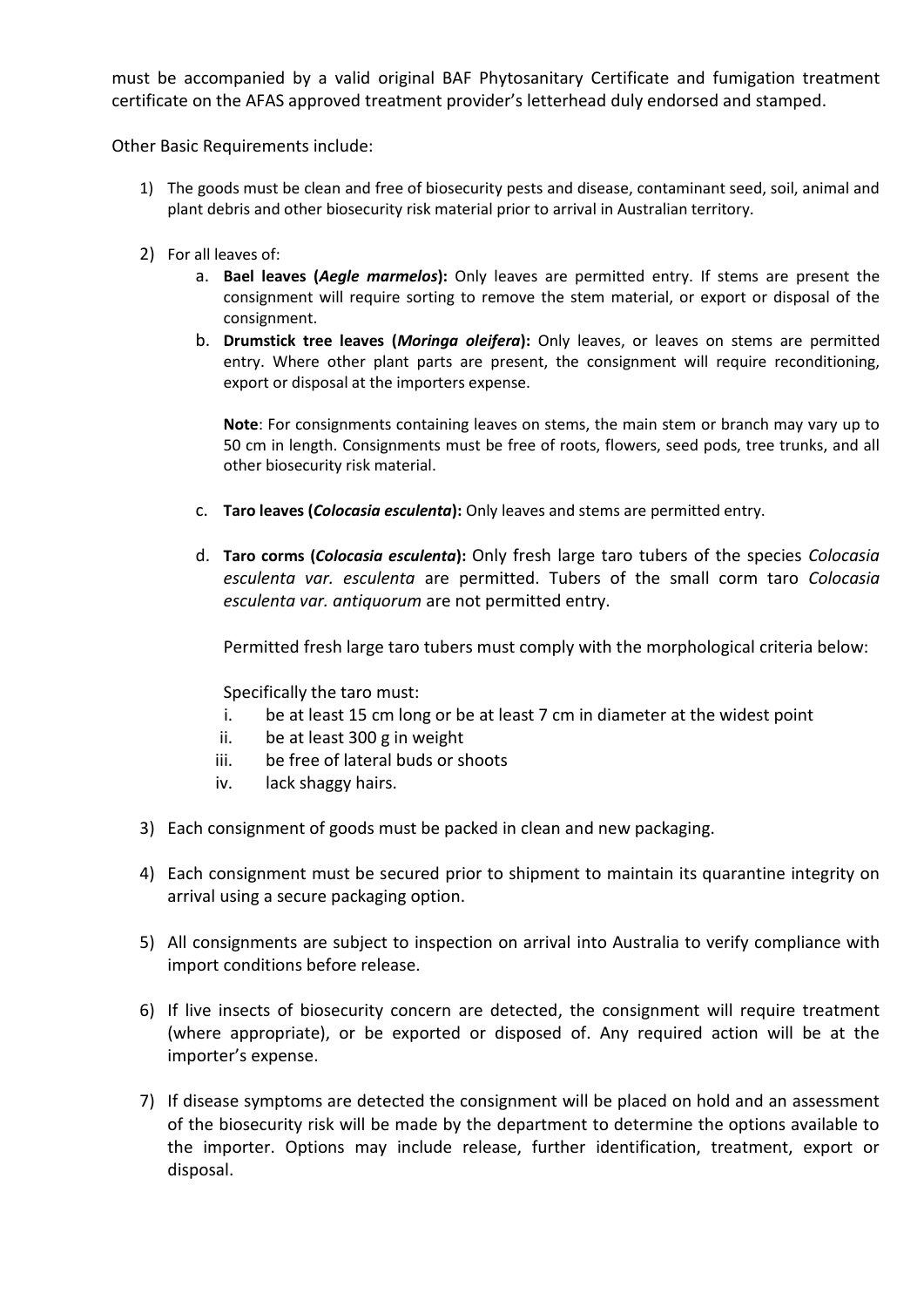must be accompanied by a valid original BAF Phytosanitary Certificate and fumigation treatment certificate on the AFAS approved treatment provider's letterhead duly endorsed and stamped.

Other Basic Requirements include:

1) The goods must be clean and free of biosecurity pests and disease, contaminant seed, soil, animal and plant debris and other biosecurity risk material prior to arrival in Australian territory.

2) For all leaves of:

   a. **Bael leaves (*Aegle marmelos*):** Only leaves are permitted entry. If stems are present the consignment will require sorting to remove the stem material, or export or disposal of the consignment.

   b. **Drumstick tree leaves (*Moringa oleifera*):** Only leaves, or leaves on stems are permitted entry. Where other plant parts are present, the consignment will require reconditioning, export or disposal at the importers expense.

      **Note**: For consignments containing leaves on stems, the main stem or branch may vary up to 50 cm in length. Consignments must be free of roots, flowers, seed pods, tree trunks, and all other biosecurity risk material.

   c. **Taro leaves (*Colocasia esculenta*):** Only leaves and stems are permitted entry.

   d. **Taro corms (*Colocasia esculenta*):** Only fresh large taro tubers of the species *Colocasia esculenta var. esculenta* are permitted. Tubers of the small corm taro *Colocasia esculenta var. antiquorum* are not permitted entry.

      Permitted fresh large taro tubers must comply with the morphological criteria below:

      Specifically the taro must:

      i. be at least 15 cm long or be at least 7 cm in diameter at the widest point
      ii. be at least 300 g in weight
      iii. be free of lateral buds or shoots
      iv. lack shaggy hairs.

3) Each consignment of goods must be packed in clean and new packaging.

4) Each consignment must be secured prior to shipment to maintain its quarantine integrity on arrival using a secure packaging option.

5) All consignments are subject to inspection on arrival into Australia to verify compliance with import conditions before release.

6) If live insects of biosecurity concern are detected, the consignment will require treatment (where appropriate), or be exported or disposed of. Any required action will be at the importer's expense.

7) If disease symptoms are detected the consignment will be placed on hold and an assessment of the biosecurity risk will be made by the department to determine the options available to the importer. Options may include release, further identification, treatment, export or disposal.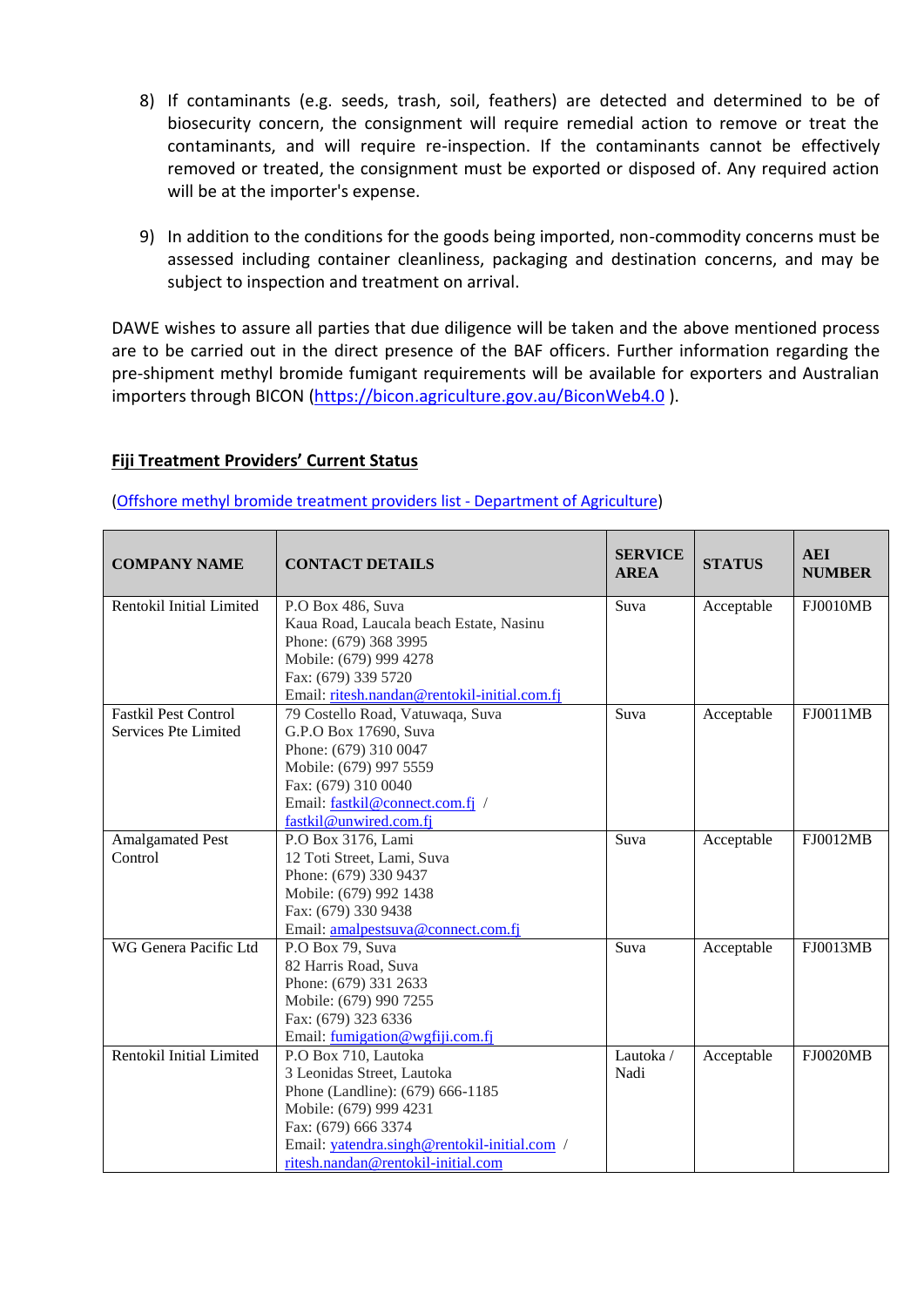8) If contaminants (e.g. seeds, trash, soil, feathers) are detected and determined to be of biosecurity concern, the consignment will require remedial action to remove or treat the contaminants, and will require re-inspection. If the contaminants cannot be effectively removed or treated, the consignment must be exported or disposed of. Any required action will be at the importer's expense.

9) In addition to the conditions for the goods being imported, non-commodity concerns must be assessed including container cleanliness, packaging and destination concerns, and may be subject to inspection and treatment on arrival.

DAWE wishes to assure all parties that due diligence will be taken and the above mentioned process are to be carried out in the direct presence of the BAF officers. Further information regarding the pre-shipment methyl bromide fumigant requirements will be available for exporters and Australian importers through BICON (https://bicon.agriculture.gov.au/BiconWeb4.0 ).

**Fiji Treatment Providers' Current Status**

(Offshore methyl bromide treatment providers list - Department of Agriculture)

| COMPANY NAME | CONTACT DETAILS | SERVICE AREA | STATUS | AEI NUMBER |
|---|---|---|---|---|
| Rentokil Initial Limited | P.O Box 486, Suva<br>Kaua Road, Laucala beach Estate, Nasinu<br>Phone: (679) 368 3995<br>Mobile: (679) 999 4278<br>Fax: (679) 339 5720<br>Email: ritesh.nandan@rentokil-initial.com.fj | Suva | Acceptable | FJ0010MB |
| Fastkil Pest Control Services Pte Limited | 79 Costello Road, Vatuwaqa, Suva<br>G.P.O Box 17690, Suva<br>Phone: (679) 310 0047<br>Mobile: (679) 997 5559<br>Fax: (679) 310 0040<br>Email: fastkil@connect.com.fj / fastkil@unwired.com.fj | Suva | Acceptable | FJ0011MB |
| Amalgamated Pest Control | P.O Box 3176, Lami<br>12 Toti Street, Lami, Suva<br>Phone: (679) 330 9437<br>Mobile: (679) 992 1438<br>Fax: (679) 330 9438<br>Email: amalpestsuva@connect.com.fj | Suva | Acceptable | FJ0012MB |
| WG Genera Pacific Ltd | P.O Box 79, Suva<br>82 Harris Road, Suva<br>Phone: (679) 331 2633<br>Mobile: (679) 990 7255<br>Fax: (679) 323 6336<br>Email: fumigation@wgfiji.com.fj | Suva | Acceptable | FJ0013MB |
| Rentokil Initial Limited | P.O Box 710, Lautoka<br>3 Leonidas Street, Lautoka<br>Phone (Landline): (679) 666-1185<br>Mobile: (679) 999 4231<br>Fax: (679) 666 3374<br>Email: yatendra.singh@rentokil-initial.com / ritesh.nandan@rentokil-initial.com | Lautoka / Nadi | Acceptable | FJ0020MB |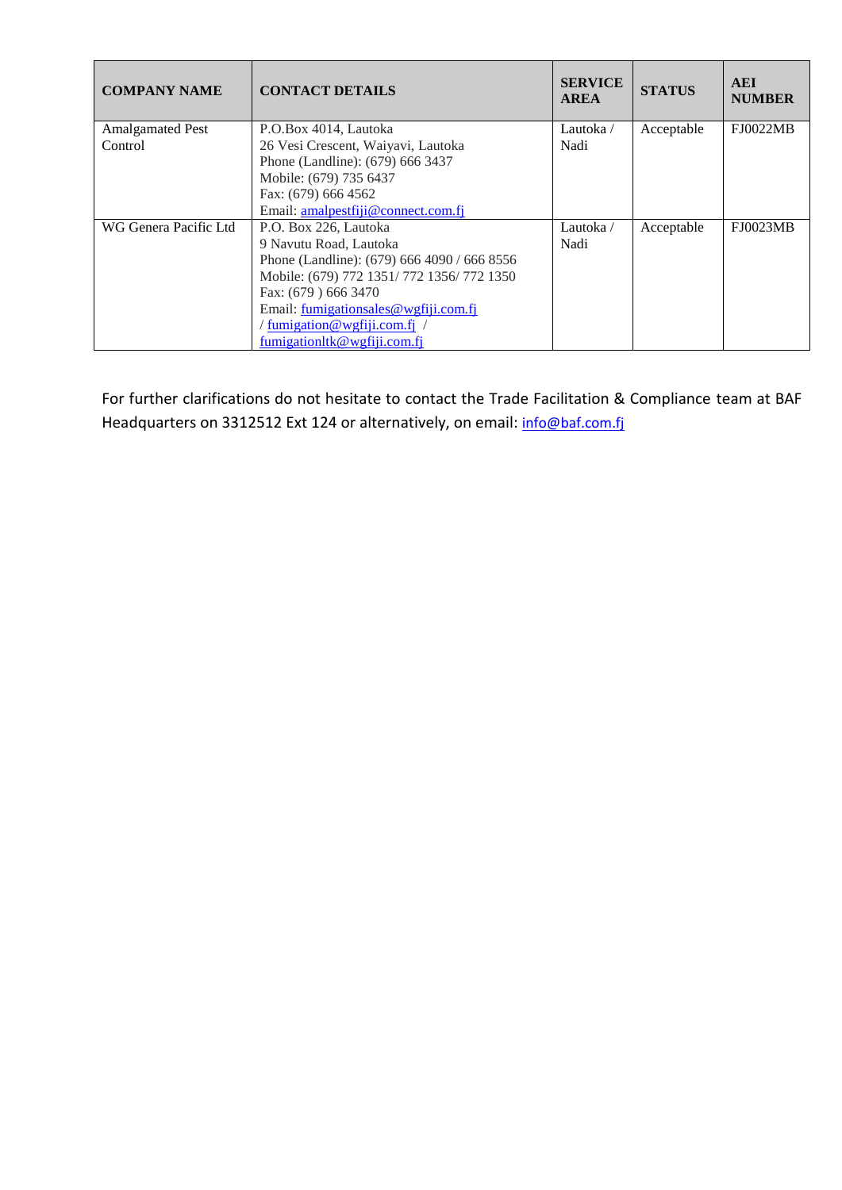| COMPANY NAME | CONTACT DETAILS | SERVICE AREA | STATUS | AEI NUMBER |
|---|---|---|---|---|
| Amalgamated Pest Control | P.O.Box 4014, Lautoka<br>26 Vesi Crescent, Waiyavi, Lautoka<br>Phone (Landline): (679) 666 3437<br>Mobile: (679) 735 6437<br>Fax: (679) 666 4562<br>Email: amalpestfiji@connect.com.fj | Lautoka / Nadi | Acceptable | FJ0022MB |
| WG Genera Pacific Ltd | P.O. Box 226, Lautoka<br>9 Navutu Road, Lautoka<br>Phone (Landline): (679) 666 4090 / 666 8556<br>Mobile: (679) 772 1351/ 772 1356/ 772 1350<br>Fax: (679 ) 666 3470<br>Email: fumigationsales@wgfiji.com.fj / fumigation@wgfiji.com.fj / fumigationltk@wgfiji.com.fj | Lautoka / Nadi | Acceptable | FJ0023MB |

For further clarifications do not hesitate to contact the Trade Facilitation & Compliance team at BAF Headquarters on 3312512 Ext 124 or alternatively, on email: info@baf.com.fj